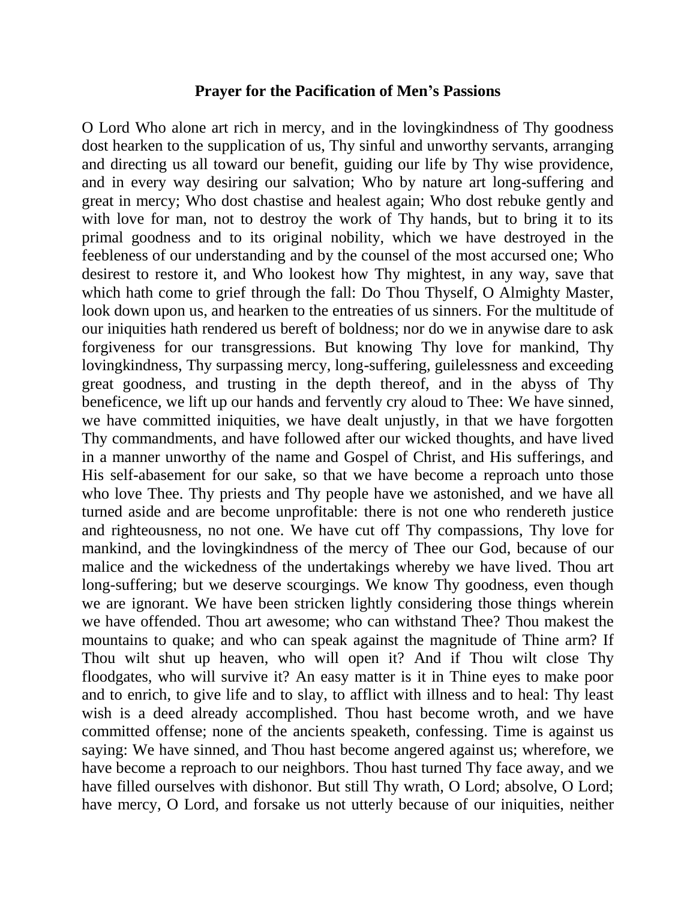## Prayer for the Pacification of Men's Passions

O Lord Who alone art rich in mercy, and in the lovingkindness of Thy goodness dost hearken to the supplication of us, Thy sinful and unworthy servants, arranging and directing us all toward our benefit, guiding our life by Thy wise providence, and in every way desiring our salvation; Who by nature art long-suffering and great in mercy; Who dost chastise and healest again; Who dost rebuke gently and with love for man, not to destroy the work of Thy hands, but to bring it to its primal goodness and to its original nobility, which we have destroyed in the feebleness of our understanding and by the counsel of the most accursed one; Who desirest to restore it, and Who lookest how Thy mightest, in any way, save that which hath come to grief through the fall: Do Thou Thyself, O Almighty Master, look down upon us, and hearken to the entreaties of us sinners. For the multitude of our iniquities hath rendered us bereft of boldness; nor do we in anywise dare to ask forgiveness for our transgressions. But knowing Thy love for mankind, Thy lovingkindness, Thy surpassing mercy, long-suffering, guilelessness and exceeding great goodness, and trusting in the depth thereof, and in the abyss of Thy beneficence, we lift up our hands and fervently cry aloud to Thee: We have sinned, we have committed iniquities, we have dealt unjustly, in that we have forgotten Thy commandments, and have followed after our wicked thoughts, and have lived in a manner unworthy of the name and Gospel of Christ, and His sufferings, and His self-abasement for our sake, so that we have become a reproach unto those who love Thee. Thy priests and Thy people have we astonished, and we have all turned aside and are become unprofitable: there is not one who rendereth justice and righteousness, no not one. We have cut off Thy compassions, Thy love for mankind, and the lovingkindness of the mercy of Thee our God, because of our malice and the wickedness of the undertakings whereby we have lived. Thou art long-suffering; but we deserve scourgings. We know Thy goodness, even though we are ignorant. We have been stricken lightly considering those things wherein we have offended. Thou art awesome; who can withstand Thee? Thou makest the mountains to quake; and who can speak against the magnitude of Thine arm? If Thou wilt shut up heaven, who will open it? And if Thou wilt close Thy floodgates, who will survive it? An easy matter is it in Thine eyes to make poor and to enrich, to give life and to slay, to afflict with illness and to heal: Thy least wish is a deed already accomplished. Thou hast become wroth, and we have committed offense; none of the ancients speaketh, confessing. Time is against us saying: We have sinned, and Thou hast become angered against us; wherefore, we have become a reproach to our neighbors. Thou hast turned Thy face away, and we have filled ourselves with dishonor. But still Thy wrath, O Lord; absolve, O Lord; have mercy, O Lord, and forsake us not utterly because of our iniquities, neither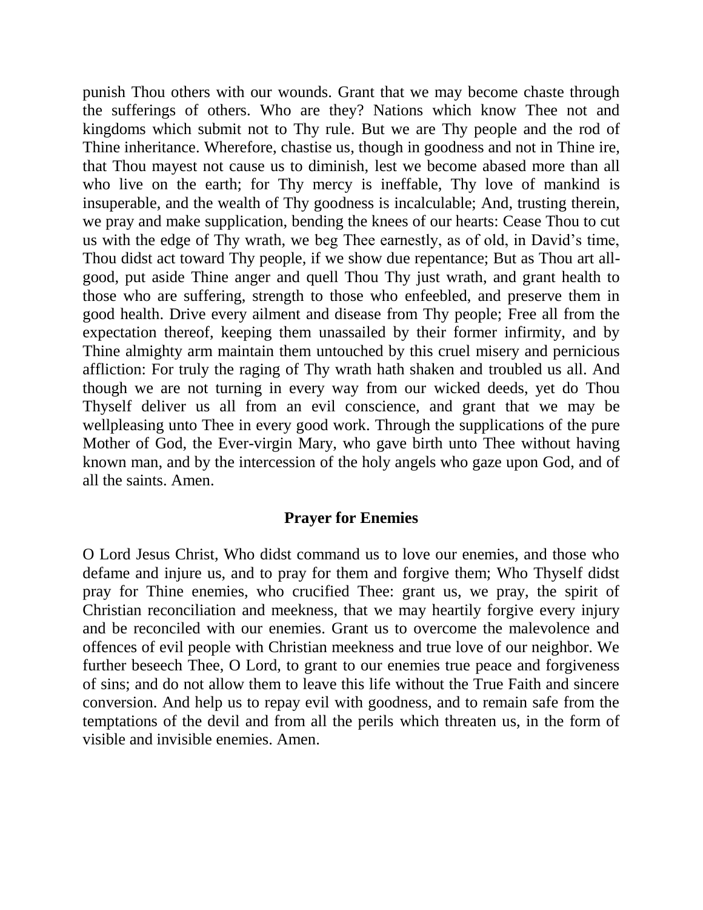punish Thou others with our wounds. Grant that we may become chaste through the sufferings of others. Who are they? Nations which know Thee not and kingdoms which submit not to Thy rule. But we are Thy people and the rod of Thine inheritance. Wherefore, chastise us, though in goodness and not in Thine ire, that Thou mayest not cause us to diminish, lest we become abased more than all who live on the earth; for Thy mercy is ineffable, Thy love of mankind is insuperable, and the wealth of Thy goodness is incalculable; And, trusting therein, we pray and make supplication, bending the knees of our hearts: Cease Thou to cut us with the edge of Thy wrath, we beg Thee earnestly, as of old, in David's time, Thou didst act toward Thy people, if we show due repentance; But as Thou art all-good, put aside Thine anger and quell Thou Thy just wrath, and grant health to those who are suffering, strength to those who enfeebled, and preserve them in good health. Drive every ailment and disease from Thy people; Free all from the expectation thereof, keeping them unassailed by their former infirmity, and by Thine almighty arm maintain them untouched by this cruel misery and pernicious affliction: For truly the raging of Thy wrath hath shaken and troubled us all. And though we are not turning in every way from our wicked deeds, yet do Thou Thyself deliver us all from an evil conscience, and grant that we may be wellpleasing unto Thee in every good work. Through the supplications of the pure Mother of God, the Ever-virgin Mary, who gave birth unto Thee without having known man, and by the intercession of the holy angels who gaze upon God, and of all the saints. Amen.

## Prayer for Enemies

O Lord Jesus Christ, Who didst command us to love our enemies, and those who defame and injure us, and to pray for them and forgive them; Who Thyself didst pray for Thine enemies, who crucified Thee: grant us, we pray, the spirit of Christian reconciliation and meekness, that we may heartily forgive every injury and be reconciled with our enemies. Grant us to overcome the malevolence and offences of evil people with Christian meekness and true love of our neighbor. We further beseech Thee, O Lord, to grant to our enemies true peace and forgiveness of sins; and do not allow them to leave this life without the True Faith and sincere conversion. And help us to repay evil with goodness, and to remain safe from the temptations of the devil and from all the perils which threaten us, in the form of visible and invisible enemies. Amen.